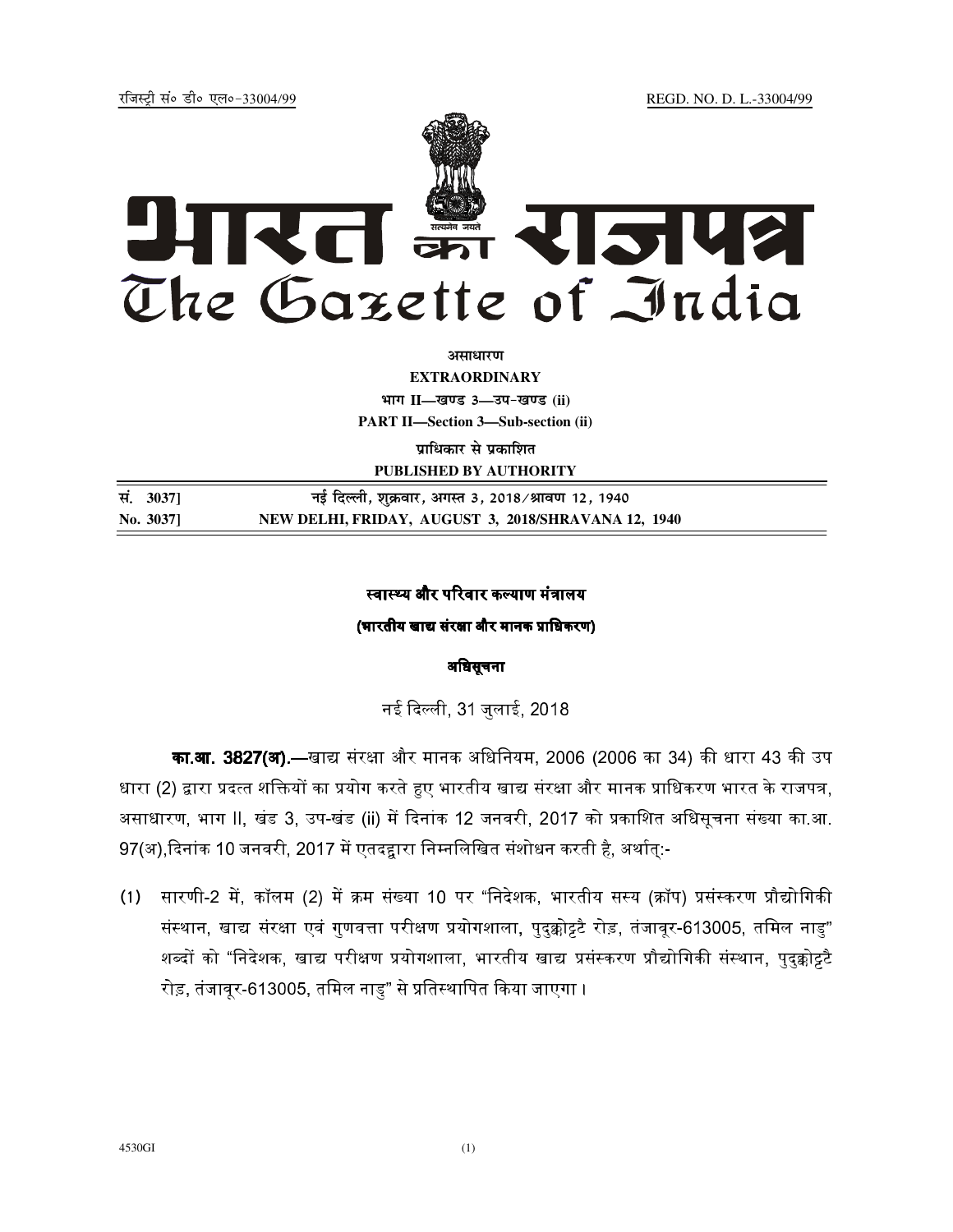रजिस्ट्री सं० डी० एल०-33004/99 REGD. NO. D. L.-33004/99

# भारत का राजपत्र
# The Gazette of India

**असाधारण**

**EXTRAORDINARY**

**भाग II—खण्ड 3—उप-खण्ड (ii)**

**PART II—Section 3—Sub-section (ii)**

**प्राधिकार से प्रकाशित**

**PUBLISHED BY AUTHORITY**

| | |
|---|---|
| सं. 3037] | नई दिल्ली, शुक्रवार, अगस्त 3, 2018/श्रावण 12, 1940 |
| No. 3037] | NEW DELHI, FRIDAY, AUGUST 3, 2018/SHRAVANA 12, 1940 |

## स्वास्थ्य और परिवार कल्याण मंत्रालय

### (भारतीय खाद्य संरक्षा और मानक प्राधिकरण)

### अधिसूचना

नई दिल्ली, 31 जुलाई, 2018

**का.आ. 3827(अ).**—खाद्य संरक्षा और मानक अधिनियम, 2006 (2006 का 34) की धारा 43 की उप धारा (2) द्वारा प्रदत्त शक्तियों का प्रयोग करते हुए भारतीय खाद्य संरक्षा और मानक प्राधिकरण भारत के राजपत्र, असाधारण, भाग II, खंड 3, उप-खंड (ii) में दिनांक 12 जनवरी, 2017 को प्रकाशित अधिसूचना संख्या का.आ. 97(अ),दिनांक 10 जनवरी, 2017 में एतदद्वारा निम्नलिखित संशोधन करती है, अर्थात्:-

(1) सारणी-2 में, कॉलम (2) में क्रम संख्या 10 पर "निदेशक, भारतीय सस्य (क्रॉप) प्रसंस्करण प्रौद्योगिकी संस्थान, खाद्य संरक्षा एवं गुणवत्ता परीक्षण प्रयोगशाला, पुदुक्कोट्टै रोड़, तंजावूर-613005, तमिल नाडु" शब्दों को "निदेशक, खाद्य परीक्षण प्रयोगशाला, भारतीय खाद्य प्रसंस्करण प्रौद्योगिकी संस्थान, पुदुक्कोट्टै रोड़, तंजावूर-613005, तमिल नाडु" से प्रतिस्थापित किया जाएगा।

4530GI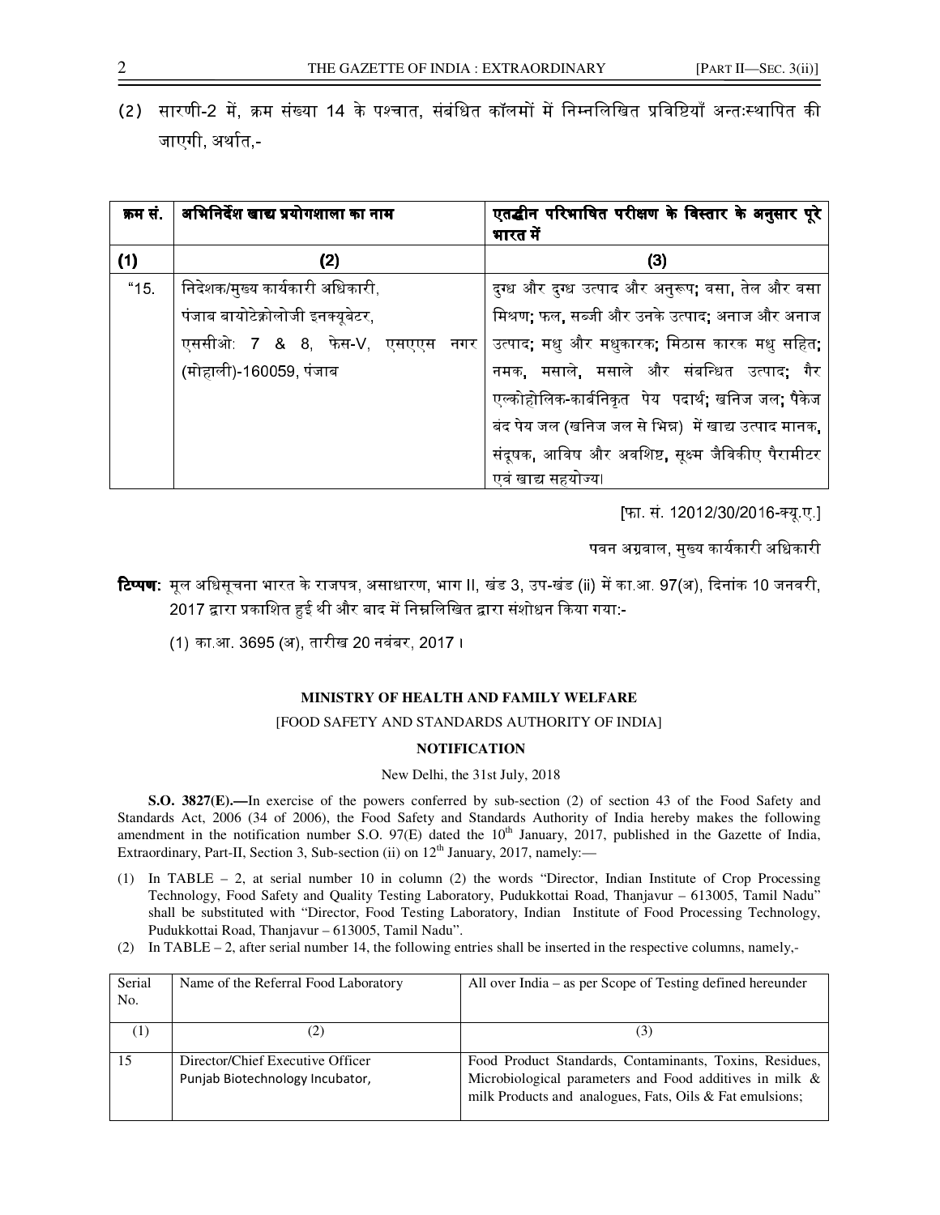(2) सारणी-2 में, क्रम संख्या 14 के पश्चात, संबंधित कॉलमों में निम्नलिखित प्रविष्टियाँ अन्तःस्थापित की जाएगी, अर्थात,-

| क्रम सं. | अभिनिर्देश खाद्य प्रयोगशाला का नाम | एतद्धीन परिभाषित परीक्षण के विस्तार के अनुसार पूरे भारत में |
|---|---|---|
| (1) | (2) | (3) |
| "15. | निदेशक/मुख्य कार्यकारी अधिकारी, पंजाब बायोटेक्नोलोजी इनक्यूबेटर, एससीओ: 7 & 8, फेस-V, एसएएस नगर (मोहाली)-160059, पंजाब | दुग्ध और दुग्ध उत्पाद और अनुरूप; वसा, तेल और वसा मिश्रण; फल, सब्जी और उनके उत्पाद; अनाज और अनाज उत्पाद; मधु और मधुकारक; मिठास कारक मधु सहित; नमक, मसाले, मसाले और संबन्धित उत्पाद; गैर एल्कोहोलिक-कार्बनिकृत पेय पदार्थ; खनिज जल; पैकेज बंद पेय जल (खनिज जल से भिन्न) में खाद्य उत्पाद मानक, संदूषक, आविष और अवशिष्ट, सूक्ष्म जैविकीए पैरामीटर एवं खाद्य सहयोज्य। |

[फा. सं. 12012/30/2016-क्यू.ए.]

पवन अग्रवाल, मुख्य कार्यकारी अधिकारी

**टिप्पण:** मूल अधिसूचना भारत के राजपत्र, असाधारण, भाग II, खंड 3, उप-खंड (ii) में का.आ. 97(अ), दिनांक 10 जनवरी, 2017 द्वारा प्रकाशित हुई थी और बाद में निम्नलिखित द्वारा संशोधन किया गया:-

(1) का.आ. 3695 (अ), तारीख 20 नवंबर, 2017 ।

**MINISTRY OF HEALTH AND FAMILY WELFARE**

[FOOD SAFETY AND STANDARDS AUTHORITY OF INDIA]

**NOTIFICATION**

New Delhi, the 31st July, 2018

**S.O. 3827(E).—**In exercise of the powers conferred by sub-section (2) of section 43 of the Food Safety and Standards Act, 2006 (34 of 2006), the Food Safety and Standards Authority of India hereby makes the following amendment in the notification number S.O. 97(E) dated the 10th January, 2017, published in the Gazette of India, Extraordinary, Part-II, Section 3, Sub-section (ii) on 12th January, 2017, namely:—

(1) In TABLE – 2, at serial number 10 in column (2) the words "Director, Indian Institute of Crop Processing Technology, Food Safety and Quality Testing Laboratory, Pudukkottai Road, Thanjavur – 613005, Tamil Nadu" shall be substituted with "Director, Food Testing Laboratory, Indian Institute of Food Processing Technology, Pudukkottai Road, Thanjavur – 613005, Tamil Nadu".

(2) In TABLE – 2, after serial number 14, the following entries shall be inserted in the respective columns, namely,-

| Serial No. | Name of the Referral Food Laboratory | All over India – as per Scope of Testing defined hereunder |
|---|---|---|
| (1) | (2) | (3) |
| 15 | Director/Chief Executive Officer Punjab Biotechnology Incubator, | Food Product Standards, Contaminants, Toxins, Residues, Microbiological parameters and Food additives in milk & milk Products and analogues, Fats, Oils & Fat emulsions; |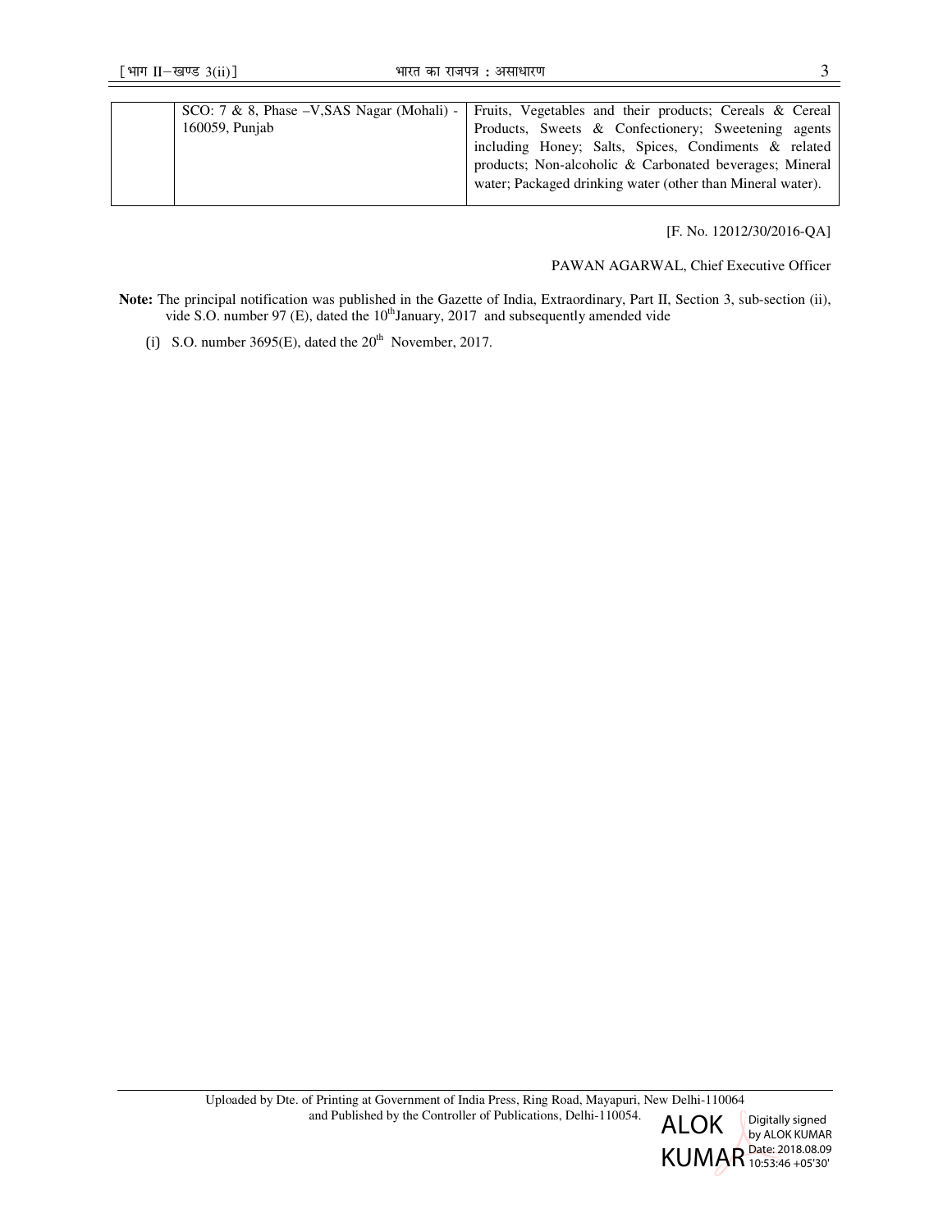| | | |
|---|---|---|
| | SCO: 7 & 8, Phase –V,SAS Nagar (Mohali) - 160059, Punjab | Fruits, Vegetables and their products; Cereals & Cereal Products, Sweets & Confectionery; Sweetening agents including Honey; Salts, Spices, Condiments & related products; Non-alcoholic & Carbonated beverages; Mineral water; Packaged drinking water (other than Mineral water). |

[F. No. 12012/30/2016-QA]

PAWAN AGARWAL, Chief Executive Officer

**Note:** The principal notification was published in the Gazette of India, Extraordinary, Part II, Section 3, sub-section (ii), vide S.O. number 97 (E), dated the 10th January, 2017 and subsequently amended vide

(i) S.O. number 3695(E), dated the 20th November, 2017.

Uploaded by Dte. of Printing at Government of India Press, Ring Road, Mayapuri, New Delhi-110064 and Published by the Controller of Publications, Delhi-110054.

ALOK KUMAR Digitally signed by ALOK KUMAR Date: 2018.08.09 10:53:46 +05'30'